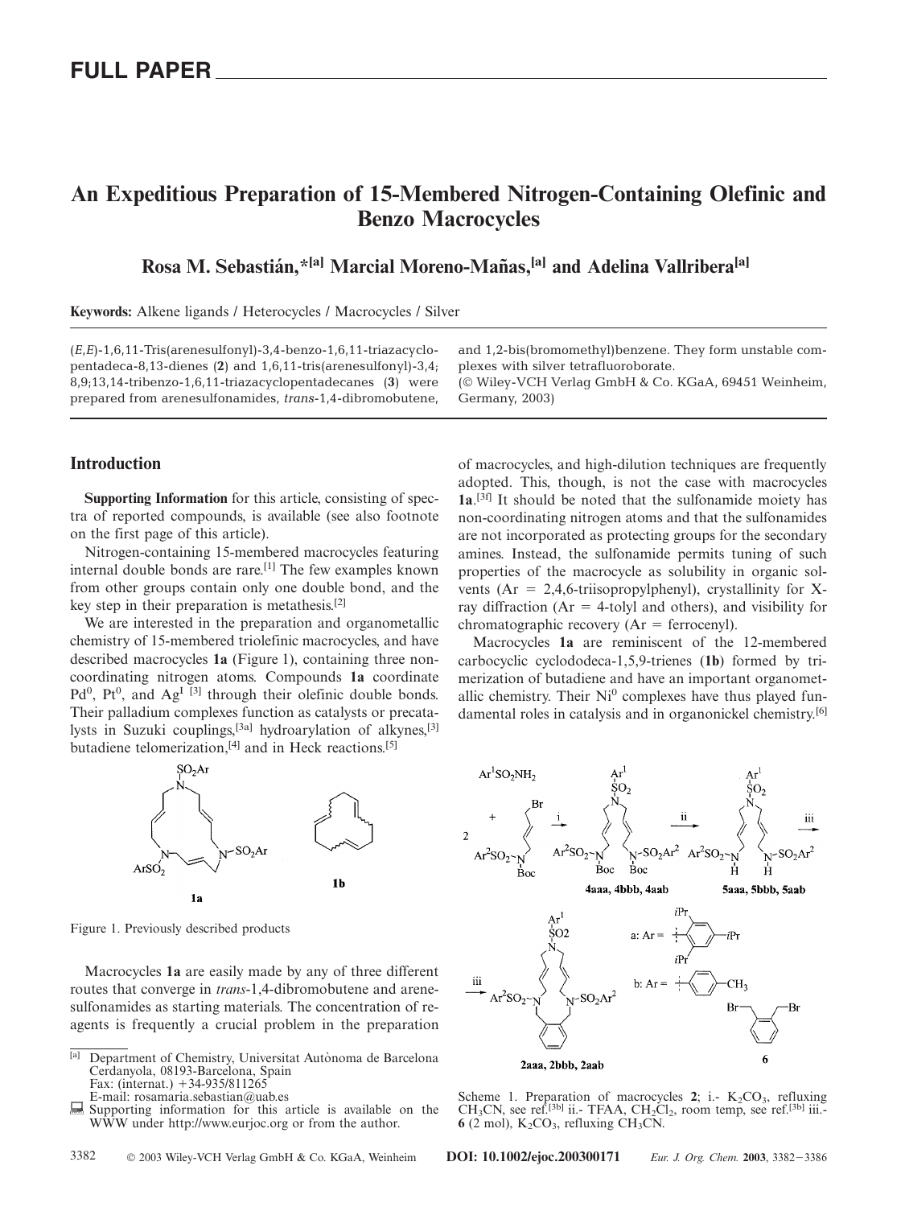# FULL PAPER

# An Expeditious Preparation of 15-Membered Nitrogen-Containing Olefinic and Benzo Macrocycles

**Rosa M. Sebastián,\*[a] Marcial Moreno-Mañas,[a] and Adelina Vallribera[a]**

**Keywords:** Alkene ligands / Heterocycles / Macrocycles / Silver

(*E*,*E*)-1,6,11-Tris(arenesulfonyl)-3,4-benzo-1,6,11-triazacyclopentadeca-8,13-dienes (**2**) and 1,6,11-tris(arenesulfonyl)-3,4;8,9;13,14-tribenzo-1,6,11-triazacyclopentadecanes (**3**) were prepared from arenesulfonamides, *trans*-1,4-dibromobutene, and 1,2-bis(bromomethyl)benzene. They form unstable complexes with silver tetrafluoroborate.

(© Wiley-VCH Verlag GmbH & Co. KGaA, 69451 Weinheim, Germany, 2003)

## Introduction

**Supporting Information** for this article, consisting of spectra of reported compounds, is available (see also footnote on the first page of this article).

Nitrogen-containing 15-membered macrocycles featuring internal double bonds are rare.[1] The few examples known from other groups contain only one double bond, and the key step in their preparation is metathesis.[2]

We are interested in the preparation and organometallic chemistry of 15-membered triolefinic macrocycles, and have described macrocycles **1a** (Figure 1), containing three non-coordinating nitrogen atoms. Compounds **1a** coordinate $Pd^0$, $Pt^0$, and $Ag^I$ [3] through their olefinic double bonds. Their palladium complexes function as catalysts or precatalysts in Suzuki couplings,[3a] hydroarylation of alkynes,[3] butadiene telomerization,[4] and in Heck reactions.[5]

Figure 1. Previously described products

Macrocycles **1a** are easily made by any of three different routes that converge in *trans*-1,4-dibromobutene and arenesulfonamides as starting materials. The concentration of reagents is frequently a crucial problem in the preparation of macrocycles, and high-dilution techniques are frequently adopted. This, though, is not the case with macrocycles **1a**.[3f] It should be noted that the sulfonamide moiety has non-coordinating nitrogen atoms and that the sulfonamides are not incorporated as protecting groups for the secondary amines. Instead, the sulfonamide permits tuning of such properties of the macrocycle as solubility in organic solvents (Ar = 2,4,6-triisopropylphenyl), crystallinity for X-ray diffraction (Ar = 4-tolyl and others), and visibility for chromatographic recovery (Ar = ferrocenyl).

Macrocycles **1a** are reminiscent of the 12-membered carbocyclic cyclododeca-1,5,9-trienes (**1b**) formed by trimerization of butadiene and have an important organometallic chemistry. Their $Ni^0$ complexes have thus played fundamental roles in catalysis and in organonickel chemistry.[6]

Scheme 1. Preparation of macrocycles **2**; i.- $K_2CO_3$, refluxing $CH_3CN$, see ref.[3b] ii.- TFAA, $CH_2Cl_2$, room temp, see ref.[3b] iii.- **6** (2 mol), $K_2CO_3$, refluxing $CH_3CN$.

[a] Department of Chemistry, Universitat Autònoma de Barcelona Cerdanyola, 08193-Barcelona, Spain
Fax: (internat.) +34-935/811265
E-mail: rosamaria.sebastian@uab.es

Supporting information for this article is available on the WWW under http://www.eurjoc.org or from the author.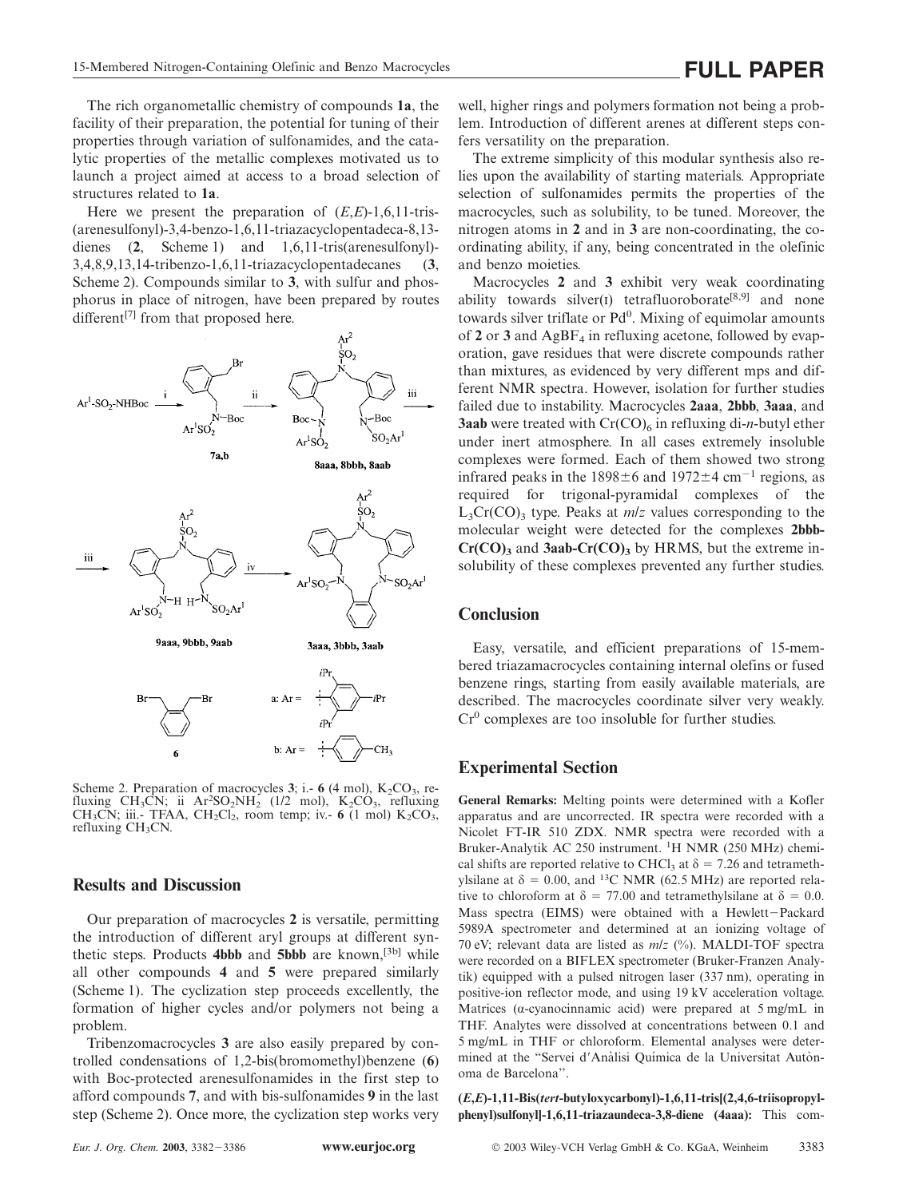The rich organometallic chemistry of compounds **1a**, the facility of their preparation, the potential for tuning of their properties through variation of sulfonamides, and the catalytic properties of the metallic complexes motivated us to launch a project aimed at access to a broad selection of structures related to **1a**.

Here we present the preparation of (*E*,*E*)-1,6,11-tris(arenesulfonyl)-3,4-benzo-1,6,11-triazacyclopentadeca-8,13-dienes (**2**, Scheme 1) and 1,6,11-tris(arenesulfonyl)-3,4,8,9,13,14-tribenzo-1,6,11-triazacyclopentadecanes (**3**, Scheme 2). Compounds similar to **3**, with sulfur and phosphorus in place of nitrogen, have been prepared by routes different[7] from that proposed here.

Scheme 2. Preparation of macrocycles **3**; i.- **6** (4 mol), $K_2CO_3$, refluxing $CH_3CN$; ii $Ar^2SO_2NH_2$ (1/2 mol), $K_2CO_3$, refluxing $CH_3CN$; iii.- TFAA, $CH_2Cl_2$, room temp; iv.- **6** (1 mol) $K_2CO_3$, refluxing $CH_3CN$.

## Results and Discussion

Our preparation of macrocycles **2** is versatile, permitting the introduction of different aryl groups at different synthetic steps. Products **4bbb** and **5bbb** are known,[3b] while all other compounds **4** and **5** were prepared similarly (Scheme 1). The cyclization step proceeds excellently, the formation of higher cycles and/or polymers not being a problem.

Tribenzomacrocycles **3** are also easily prepared by controlled condensations of 1,2-bis(bromomethyl)benzene (**6**) with Boc-protected arenesulfonamides in the first step to afford compounds **7**, and with bis-sulfonamides **9** in the last step (Scheme 2). Once more, the cyclization step works very well, higher rings and polymers formation not being a problem. Introduction of different arenes at different steps confers versatility on the preparation.

The extreme simplicity of this modular synthesis also relies upon the availability of starting materials. Appropriate selection of sulfonamides permits the properties of the macrocycles, such as solubility, to be tuned. Moreover, the nitrogen atoms in **2** and in **3** are non-coordinating, the coordinating ability, if any, being concentrated in the olefinic and benzo moieties.

Macrocycles **2** and **3** exhibit very weak coordinating ability towards silver(I) tetrafluoroborate[8,9] and none towards silver triflate or $Pd^0$. Mixing of equimolar amounts of **2** or **3** and $AgBF_4$ in refluxing acetone, followed by evaporation, gave residues that were discrete compounds rather than mixtures, as evidenced by very different mps and different NMR spectra. However, isolation for further studies failed due to instability. Macrocycles **2aaa**, **2bbb**, **3aaa**, and **3aab** were treated with $Cr(CO)_6$ in refluxing di-*n*-butyl ether under inert atmosphere. In all cases extremely insoluble complexes were formed. Each of them showed two strong infrared peaks in the $1898\pm6$ and $1972\pm4$ $cm^{-1}$ regions, as required for trigonal-pyramidal complexes of the $L_3Cr(CO)_3$ type. Peaks at *m*/*z* values corresponding to the molecular weight were detected for the complexes **2bbb-Cr(CO)₃** and **3aab-Cr(CO)₃** by HRMS, but the extreme insolubility of these complexes prevented any further studies.

## Conclusion

Easy, versatile, and efficient preparations of 15-membered triazamacrocycles containing internal olefins or fused benzene rings, starting from easily available materials, are described. The macrocycles coordinate silver very weakly. $Cr^0$ complexes are too insoluble for further studies.

## Experimental Section

**General Remarks:** Melting points were determined with a Kofler apparatus and are uncorrected. IR spectra were recorded with a Nicolet FT-IR 510 ZDX. NMR spectra were recorded with a Bruker-Analytik AC 250 instrument. $^1$H NMR (250 MHz) chemical shifts are reported relative to $CHCl_3$ at $\delta = 7.26$ and tetramethylsilane at $\delta = 0.00$, and $^{13}$C NMR (62.5 MHz) are reported relative to chloroform at $\delta = 77.00$ and tetramethylsilane at $\delta = 0.0$. Mass spectra (EIMS) were obtained with a Hewlett−Packard 5989A spectrometer and determined at an ionizing voltage of 70 eV; relevant data are listed as *m*/*z* (%). MALDI-TOF spectra were recorded on a BIFLEX spectrometer (Bruker-Franzen Analytik) equipped with a pulsed nitrogen laser (337 nm), operating in positive-ion reflector mode, and using 19 kV acceleration voltage. Matrices (α-cyanocinnamic acid) were prepared at 5 mg/mL in THF. Analytes were dissolved at concentrations between 0.1 and 5 mg/mL in THF or chloroform. Elemental analyses were determined at the "Servei d'Anàlisi Química de la Universitat Autònoma de Barcelona".

**(*E*,*E*)-1,11-Bis(*tert*-butyloxycarbonyl)-1,6,11-tris[(2,4,6-triisopropylphenyl)sulfonyl]-1,6,11-triazaundeca-3,8-diene (4aaa):** This com-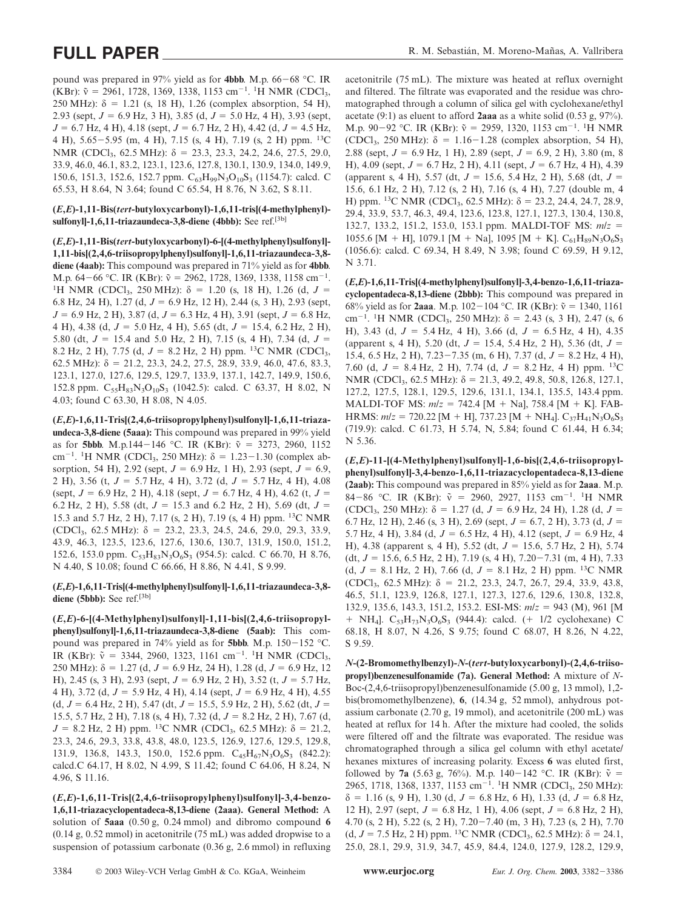pound was prepared in 97% yield as for **4bbb**. M.p. 66−68 °C. IR (KBr): $\tilde{\nu}$ = 2961, 1728, 1369, 1338, 1153 cm$^{-1}$. $^{1}$H NMR (CDCl$_3$, 250 MHz): δ = 1.21 (s, 18 H), 1.26 (complex absorption, 54 H), 2.93 (sept, $J$ = 6.9 Hz, 3 H), 3.85 (d, $J$ = 5.0 Hz, 4 H), 3.93 (sept, $J$ = 6.7 Hz, 4 H), 4.18 (sept, $J$ = 6.7 Hz, 2 H), 4.42 (d, $J$ = 4.5 Hz, 4 H), 5.65−5.95 (m, 4 H), 7.15 (s, 4 H), 7.19 (s, 2 H) ppm. $^{13}$C NMR (CDCl$_3$, 62.5 MHz): δ = 23.3, 23.3, 24.2, 24.6, 27.5, 29.0, 33.9, 46.0, 46.1, 83.2, 123.1, 123.6, 127.8, 130.1, 130.9, 134.0, 149.9, 150.6, 151.3, 152.6, 152.7 ppm. $C_{63}H_{99}N_3O_{10}S_3$ (1154.7): calcd. C 65.53, H 8.64, N 3.64; found C 65.54, H 8.76, N 3.62, S 8.11.

**(*E*,*E*)-1,11-Bis(*tert*-butyloxycarbonyl)-1,6,11-tris[(4-methylphenyl)-sulfonyl]-1,6,11-triazaundeca-3,8-diene (4bbb):** See ref.[3b]

**(*E*,*E*)-1,11-Bis(*tert*-butyloxycarbonyl)-6-[(4-methylphenyl)sulfonyl]-1,11-bis[(2,4,6-triisopropylphenyl)sulfonyl]-1,6,11-triazaundeca-3,8-diene (4aab):** This compound was prepared in 71% yield as for **4bbb**. M.p. 64−66 °C. IR (KBr): $\tilde{\nu}$ = 2962, 1728, 1369, 1338, 1158 cm$^{-1}$. $^{1}$H NMR (CDCl$_3$, 250 MHz): δ = 1.20 (s, 18 H), 1.26 (d, $J$ = 6.8 Hz, 24 H), 1.27 (d, $J$ = 6.9 Hz, 12 H), 2.44 (s, 3 H), 2.93 (sept, $J$ = 6.9 Hz, 2 H), 3.87 (d, $J$ = 6.3 Hz, 4 H), 3.91 (sept, $J$ = 6.8 Hz, 4 H), 4.38 (d, $J$ = 5.0 Hz, 4 H), 5.65 (dt, $J$ = 15.4, 6.2 Hz, 2 H), 5.80 (dt, $J$ = 15.4 and 5.0 Hz, 2 H), 7.15 (s, 4 H), 7.34 (d, $J$ = 8.2 Hz, 2 H), 7.75 (d, $J$ = 8.2 Hz, 2 H) ppm. $^{13}$C NMR (CDCl$_3$, 62.5 MHz): δ = 21.2, 23.3, 24.2, 27.5, 28.9, 33.9, 46.0, 47.6, 83.3, 123.1, 127.0, 127.6, 129.5, 129.7, 133.9, 137.1, 142.7, 149.9, 150.6, 152.8 ppm. $C_{55}H_{83}N_3O_{10}S_3$ (1042.5): calcd. C 63.37, H 8.02, N 4.03; found C 63.30, H 8.08, N 4.05.

**(*E*,*E*)-1,6,11-Tris[(2,4,6-triisopropylphenyl)sulfonyl]-1,6,11-triazaundeca-3,8-diene (5aaa):** This compound was prepared in 99% yield as for **5bbb**. M.p.144−146 °C. IR (KBr): $\tilde{\nu}$ = 3273, 2960, 1152 cm$^{-1}$. $^{1}$H NMR (CDCl$_3$, 250 MHz): δ = 1.23−1.30 (complex absorption, 54 H), 2.92 (sept, $J$ = 6.9 Hz, 1 H), 2.93 (sept, $J$ = 6.9, 2 H), 3.56 (t, $J$ = 5.7 Hz, 4 H), 3.72 (d, $J$ = 5.7 Hz, 4 H), 4.08 (sept, $J$ = 6.9 Hz, 2 H), 4.18 (sept, $J$ = 6.7 Hz, 4 H), 4.62 (t, $J$ = 6.2 Hz, 2 H), 5.58 (dt, $J$ = 15.3 and 6.2 Hz, 2 H), 5.69 (dt, $J$ = 15.3 and 5.7 Hz, 2 H), 7.17 (s, 2 H), 7.19 (s, 4 H) ppm. $^{13}$C NMR (CDCl$_3$, 62.5 MHz): δ = 23.2, 23.3, 24.5, 24.6, 29.0, 29.3, 33.9, 43.9, 46.3, 123.5, 123.6, 127.6, 130.6, 130.7, 131.9, 150.0, 151.2, 152.6, 153.0 ppm. $C_{53}H_{83}N_3O_6S_3$ (954.5): calcd. C 66.70, H 8.76, N 4.40, S 10.08; found C 66.66, H 8.86, N 4.41, S 9.99.

**(*E*,*E*)-1,6,11-Tris[(4-methylphenyl)sulfonyl]-1,6,11-triazaundeca-3,8-diene (5bbb):** See ref.[3b]

**(*E*,*E*)-6-[(4-Methylphenyl)sulfonyl]-1,11-bis[(2,4,6-triisopropylphenyl)sulfonyl]-1,6,11-triazaundeca-3,8-diene (5aab):** This compound was prepared in 74% yield as for **5bbb**. M.p. 150−152 °C. IR (KBr): $\tilde{\nu}$ = 3344, 2960, 1323, 1161 cm$^{-1}$. $^{1}$H NMR (CDCl$_3$, 250 MHz): δ = 1.27 (d, $J$ = 6.9 Hz, 24 H), 1.28 (d, $J$ = 6.9 Hz, 12 H), 2.45 (s, 3 H), 2.93 (sept, $J$ = 6.9 Hz, 2 H), 3.52 (t, $J$ = 5.7 Hz, 4 H), 3.72 (d, $J$ = 5.9 Hz, 4 H), 4.14 (sept, $J$ = 6.9 Hz, 4 H), 4.55 (d, $J$ = 6.4 Hz, 2 H), 5.47 (dt, $J$ = 15.5, 5.9 Hz, 2 H), 5.62 (dt, $J$ = 15.5, 5.7 Hz, 2 H), 7.18 (s, 4 H), 7.32 (d, $J$ = 8.2 Hz, 2 H), 7.67 (d, $J$ = 8.2 Hz, 2 H) ppm. $^{13}$C NMR (CDCl$_3$, 62.5 MHz): δ = 21.2, 23.3, 24.6, 29.3, 33.8, 43.8, 48.0, 123.5, 126.9, 127.6, 129.5, 129.8, 131.9, 136.8, 143.3, 150.0, 152.6 ppm. $C_{45}H_{67}N_3O_6S_3$ (842.2): calcd.C 64.17, H 8.02, N 4.99, S 11.42; found C 64.06, H 8.24, N 4.96, S 11.16.

**(*E*,*E*)-1,6,11-Tris[(2,4,6-triisopropylphenyl)sulfonyl]-3,4-benzo-1,6,11-triazacyclopentadeca-8,13-diene (2aaa). General Method:** A solution of **5aaa** (0.50 g, 0.24 mmol) and dibromo compound **6** (0.14 g, 0.52 mmol) in acetonitrile (75 mL) was added dropwise to a suspension of potassium carbonate (0.36 g, 2.6 mmol) in refluxing acetonitrile (75 mL). The mixture was heated at reflux overnight and filtered. The filtrate was evaporated and the residue was chromatographed through a column of silica gel with cyclohexane/ethyl acetate (9:1) as eluent to afford **2aaa** as a white solid (0.53 g, 97%). M.p. 90−92 °C. IR (KBr): $\tilde{\nu}$ = 2959, 1320, 1153 cm$^{-1}$. $^{1}$H NMR (CDCl$_3$, 250 MHz): δ = 1.16−1.28 (complex absorption, 54 H), 2.88 (sept, $J$ = 6.9 Hz, 1 H), 2.89 (sept, $J$ = 6.9, 2 H), 3.80 (m, 8 H), 4.09 (sept, $J$ = 6.7 Hz, 2 H), 4.11 (sept, $J$ = 6.7 Hz, 4 H), 4.39 (apparent s, 4 H), 5.57 (dt, $J$ = 15.6, 5.4 Hz, 2 H), 5.68 (dt, $J$ = 15.6, 6.1 Hz, 2 H), 7.12 (s, 2 H), 7.16 (s, 4 H), 7.27 (double m, 4 H) ppm. $^{13}$C NMR (CDCl$_3$, 62.5 MHz): δ = 23.2, 24.4, 24.7, 28.9, 29.4, 33.9, 53.7, 46.3, 49.4, 123.6, 123.8, 127.1, 127.3, 130.4, 130.8, 132.7, 133.2, 151.2, 153.0, 153.1 ppm. MALDI-TOF MS: $m/z$ = 1055.6 [M + H], 1079.1 [M + Na], 1095 [M + K]. $C_{61}H_{89}N_3O_6S_3$ (1056.6): calcd. C 69.34, H 8.49, N 3.98; found C 69.59, H 9.12, N 3.71.

**(*E*,*E*)-1,6,11-Tris[(4-methylphenyl)sulfonyl]-3,4-benzo-1,6,11-triazacyclopentadeca-8,13-diene (2bbb):** This compound was prepared in 68% yield as for **2aaa**. M.p. 102−104 °C. IR (KBr): $\tilde{\nu}$ = 1340, 1161 cm$^{-1}$. $^{1}$H NMR (CDCl$_3$, 250 MHz): δ = 2.43 (s, 3 H), 2.47 (s, 6 H), 3.43 (d, $J$ = 5.4 Hz, 4 H), 3.66 (d, $J$ = 6.5 Hz, 4 H), 4.35 (apparent s, 4 H), 5.20 (dt, $J$ = 15.4, 5.4 Hz, 2 H), 5.36 (dt, $J$ = 15.4, 6.5 Hz, 2 H), 7.23−7.35 (m, 6 H), 7.37 (d, $J$ = 8.2 Hz, 4 H), 7.60 (d, $J$ = 8.4 Hz, 2 H), 7.74 (d, $J$ = 8.2 Hz, 4 H) ppm. $^{13}$C NMR (CDCl$_3$, 62.5 MHz): δ = 21.3, 49.2, 49.8, 50.8, 126.8, 127.1, 127.2, 127.5, 128.1, 129.5, 129.6, 131.1, 134.1, 135.5, 143.4 ppm. MALDI-TOF MS: $m/z$ = 742.4 [M + Na], 758.4 [M + K]. FAB-HRMS: $m/z$ = 720.22 [M + H], 737.23 [M + NH$_4$]. $C_{37}H_{41}N_3O_6S_3$ (719.9): calcd. C 61.73, H 5.74, N, 5.84; found C 61.44, H 6.34; N 5.36.

**(*E*,*E*)-11-[(4-Methylphenyl)sulfonyl]-1,6-bis[(2,4,6-triisopropylphenyl)sulfonyl]-3,4-benzo-1,6,11-triazacyclopentadeca-8,13-diene (2aab):** This compound was prepared in 85% yield as for **2aaa**. M.p. 84−86 °C. IR (KBr): $\tilde{\nu}$ = 2960, 2927, 1153 cm$^{-1}$. $^{1}$H NMR (CDCl$_3$, 250 MHz): δ = 1.27 (d, $J$ = 6.9 Hz, 24 H), 1.28 (d, $J$ = 6.7 Hz, 12 H), 2.46 (s, 3 H), 2.69 (sept, $J$ = 6.7, 2 H), 3.73 (d, $J$ = 5.7 Hz, 4 H), 3.84 (d, $J$ = 6.5 Hz, 4 H), 4.12 (sept, $J$ = 6.9 Hz, 4 H), 4.38 (apparent s, 4 H), 5.52 (dt, $J$ = 15.6, 5.7 Hz, 2 H), 5.74 (dt, $J$ = 15.6, 6.5 Hz, 2 H), 7.19 (s, 4 H), 7.20−7.31 (m, 4 H), 7.33 (d, $J$ = 8.1 Hz, 2 H), 7.66 (d, $J$ = 8.1 Hz, 2 H) ppm. $^{13}$C NMR (CDCl$_3$, 62.5 MHz): δ = 21.2, 23.3, 24.7, 26.7, 29.4, 33.9, 43.8, 46.5, 51.1, 123.9, 126.8, 127.1, 127.3, 127.6, 129.6, 130.8, 132.8, 132.9, 135.6, 143.3, 151.2, 153.2. ESI-MS: $m/z$ = 943 (M), 961 [M + NH$_4$]. $C_{53}H_{73}N_3O_6S_3$ (944.4): calcd. (+ 1/2 cyclohexane) C 68.18, H 8.07, N 4.26, S 9.75; found C 68.07, H 8.26, N 4.22, S 9.59.

***N*-(2-Bromomethylbenzyl)-*N*-(*tert*-butyloxycarbonyl)-(2,4,6-triisopropyl)benzenesulfonamide (7a). General Method:** A mixture of *N*-Boc-(2,4,6-triisopropyl)benzenesulfonamide (5.00 g, 13 mmol), 1,2-bis(bromomethylbenzene), **6**, (14.34 g, 52 mmol), anhydrous potassium carbonate (2.70 g, 19 mmol), and acetonitrile (200 mL) was heated at reflux for 14 h. After the mixture had cooled, the solids were filtered off and the filtrate was evaporated. The residue was chromatographed through a silica gel column with ethyl acetate/hexanes mixtures of increasing polarity. Excess **6** was eluted first, followed by **7a** (5.63 g, 76%). M.p. 140−142 °C. IR (KBr): $\tilde{\nu}$ = 2965, 1718, 1368, 1337, 1153 cm$^{-1}$. $^{1}$H NMR (CDCl$_3$, 250 MHz): δ = 1.16 (s, 9 H), 1.30 (d, $J$ = 6.8 Hz, 6 H), 1.33 (d, $J$ = 6.8 Hz, 12 H), 2.97 (sept, $J$ = 6.8 Hz, 1 H), 4.06 (sept, $J$ = 6.8 Hz, 2 H), 4.70 (s, 2 H), 5.22 (s, 2 H), 7.20−7.40 (m, 3 H), 7.23 (s, 2 H), 7.70 (d, $J$ = 7.5 Hz, 2 H) ppm. $^{13}$C NMR (CDCl$_3$, 62.5 MHz): δ = 24.1, 25.0, 28.1, 29.9, 31.9, 34.7, 45.9, 84.4, 124.0, 127.9, 128.2, 129.9,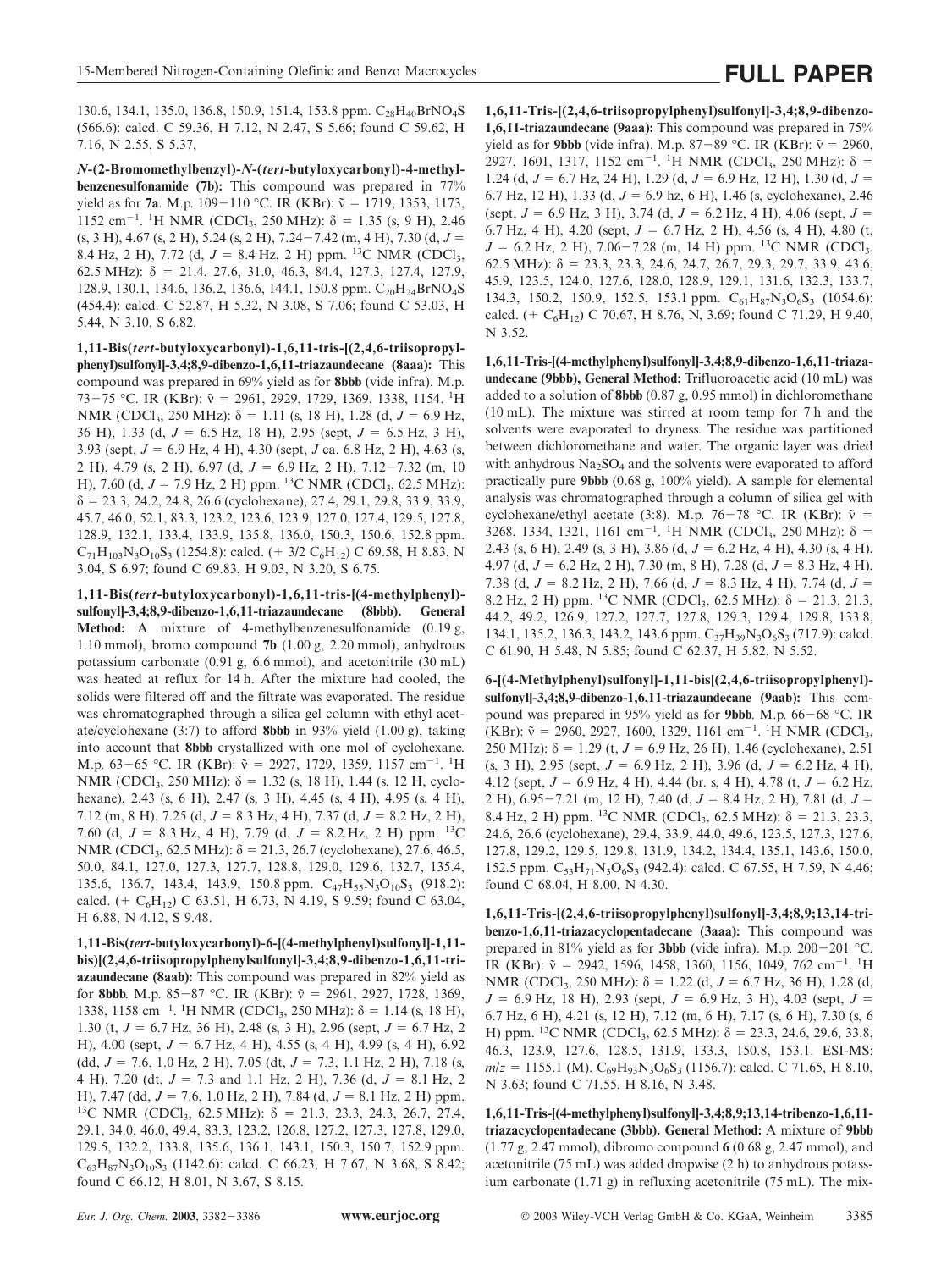130.6, 134.1, 135.0, 136.8, 150.9, 151.4, 153.8 ppm. $C_{28}H_{40}BrNO_4S$ (566.6): calcd. C 59.36, H 7.12, N 2.47, S 5.66; found C 59.62, H 7.16, N 2.55, S 5.37,

***N*-(2-Bromomethylbenzyl)-*N*-(*tert*-butyloxycarbonyl)-4-methylbenzenesulfonamide (7b):** This compound was prepared in 77% yield as for **7a**. M.p. 109−110 °C. IR (KBr): $\tilde{\nu}$ = 1719, 1353, 1173, 1152 cm$^{-1}$. $^{1}$H NMR ($CDCl_3$, 250 MHz): δ = 1.35 (s, 9 H), 2.46 (s, 3 H), 4.67 (s, 2 H), 5.24 (s, 2 H), 7.24−7.42 (m, 4 H), 7.30 (d, $J$ = 8.4 Hz, 2 H), 7.72 (d, $J$ = 8.4 Hz, 2 H) ppm. $^{13}$C NMR ($CDCl_3$, 62.5 MHz): δ = 21.4, 27.6, 31.0, 46.3, 84.4, 127.3, 127.4, 127.9, 128.9, 130.1, 134.6, 136.2, 136.6, 144.1, 150.8 ppm. $C_{20}H_{24}BrNO_4S$ (454.4): calcd. C 52.87, H 5.32, N 3.08, S 7.06; found C 53.03, H 5.44, N 3.10, S 6.82.

**1,11-Bis(*tert*-butyloxycarbonyl)-1,6,11-tris-[(2,4,6-triisopropylphenyl)sulfonyl]-3,4;8,9-dibenzo-1,6,11-triazaundecane (8aaa):** This compound was prepared in 69% yield as for **8bbb** (vide infra). M.p. 73−75 °C. IR (KBr): $\tilde{\nu}$ = 2961, 2929, 1729, 1369, 1338, 1154. $^{1}$H NMR ($CDCl_3$, 250 MHz): δ = 1.11 (s, 18 H), 1.28 (d, $J$ = 6.9 Hz, 36 H), 1.33 (d, $J$ = 6.5 Hz, 18 H), 2.95 (sept, $J$ = 6.5 Hz, 3 H), 3.93 (sept, $J$ = 6.9 Hz, 4 H), 4.30 (sept, $J$ ca. 6.8 Hz, 2 H), 4.63 (s, 2 H), 4.79 (s, 2 H), 6.97 (d, $J$ = 6.9 Hz, 2 H), 7.12−7.32 (m, 10 H), 7.60 (d, $J$ = 7.9 Hz, 2 H) ppm. $^{13}$C NMR ($CDCl_3$, 62.5 MHz): δ = 23.3, 24.2, 24.8, 26.6 (cyclohexane), 27.4, 29.1, 29.8, 33.9, 33.9, 45.7, 46.0, 52.1, 83.3, 123.2, 123.6, 123.9, 127.0, 127.4, 129.5, 127.8, 128.9, 132.1, 133.4, 133.9, 135.8, 136.0, 150.3, 150.6, 152.8 ppm. $C_{71}H_{103}N_3O_{10}S_3$ (1254.8): calcd. (+ 3/2 $C_6H_{12}$) C 69.58, H 8.83, N 3.04, S 6.97; found C 69.83, H 9.03, N 3.20, S 6.75.

**1,11-Bis(*tert*-butyloxycarbonyl)-1,6,11-tris-[(4-methylphenyl)-sulfonyl]-3,4;8,9-dibenzo-1,6,11-triazaundecane (8bbb). General Method:** A mixture of 4-methylbenzenesulfonamide (0.19 g, 1.10 mmol), bromo compound **7b** (1.00 g, 2.20 mmol), anhydrous potassium carbonate (0.91 g, 6.6 mmol), and acetonitrile (30 mL) was heated at reflux for 14 h. After the mixture had cooled, the solids were filtered off and the filtrate was evaporated. The residue was chromatographed through a silica gel column with ethyl acetate/cyclohexane (3:7) to afford **8bbb** in 93% yield (1.00 g), taking into account that **8bbb** crystallized with one mol of cyclohexane. M.p. 63−65 °C. IR (KBr): $\tilde{\nu}$ = 2927, 1729, 1359, 1157 cm$^{-1}$. $^{1}$H NMR ($CDCl_3$, 250 MHz): δ = 1.32 (s, 18 H), 1.44 (s, 12 H, cyclohexane), 2.43 (s, 6 H), 2.47 (s, 3 H), 4.45 (s, 4 H), 4.95 (s, 4 H), 7.12 (m, 8 H), 7.25 (d, $J$ = 8.3 Hz, 4 H), 7.37 (d, $J$ = 8.2 Hz, 2 H), 7.60 (d, $J$ = 8.3 Hz, 4 H), 7.79 (d, $J$ = 8.2 Hz, 2 H) ppm. $^{13}$C NMR ($CDCl_3$, 62.5 MHz): δ = 21.3, 26.7 (cyclohexane), 27.6, 46.5, 50.0, 84.1, 127.0, 127.3, 127.7, 128.8, 129.0, 129.6, 132.7, 135.4, 135.6, 136.7, 143.4, 143.9, 150.8 ppm. $C_{47}H_{55}N_3O_{10}S_3$ (918.2): calcd. (+ $C_6H_{12}$) C 63.51, H 6.73, N 4.19, S 9.59; found C 63.04, H 6.88, N 4.12, S 9.48.

**1,11-Bis(*tert*-butyloxycarbonyl)-6-[(4-methylphenyl)sulfonyl]-1,11-bis[(2,4,6-triisopropylphenylsulfonyl]-3,4;8,9-dibenzo-1,6,11-triazaundecane (8aab):** This compound was prepared in 82% yield as for **8bbb**. M.p. 85−87 °C. IR (KBr): $\tilde{\nu}$ = 2961, 2927, 1728, 1369, 1338, 1158 cm$^{-1}$. $^{1}$H NMR ($CDCl_3$, 250 MHz): δ = 1.14 (s, 18 H), 1.30 (t, $J$ = 6.7 Hz, 36 H), 2.48 (s, 3 H), 2.96 (sept, $J$ = 6.7 Hz, 2 H), 4.00 (sept, $J$ = 6.7 Hz, 4 H), 4.55 (s, 4 H), 4.99 (s, 4 H), 6.92 (dd, $J$ = 7.6, 1.0 Hz, 2 H), 7.05 (dt, $J$ = 7.3, 1.1 Hz, 2 H), 7.18 (s, 4 H), 7.20 (dt, $J$ = 7.3 and 1.1 Hz, 2 H), 7.36 (d, $J$ = 8.1 Hz, 2 H), 7.47 (dd, $J$ = 7.6, 1.0 Hz, 2 H), 7.84 (d, $J$ = 8.1 Hz, 2 H) ppm. $^{13}$C NMR ($CDCl_3$, 62.5 MHz): δ = 21.3, 23.3, 24.3, 26.7, 27.4, 29.1, 34.0, 46.0, 49.4, 83.3, 123.2, 126.8, 127.2, 127.3, 127.8, 129.0, 129.5, 132.2, 133.8, 135.6, 136.1, 143.1, 150.3, 150.7, 152.9 ppm. $C_{63}H_{87}N_3O_{10}S_3$ (1142.6): calcd. C 66.23, H 7.67, N 3.68, S 8.42; found C 66.12, H 8.01, N 3.67, S 8.15.

**1,6,11-Tris-[(2,4,6-triisopropylphenyl)sulfonyl]-3,4;8,9-dibenzo-1,6,11-triazaundecane (9aaa):** This compound was prepared in 75% yield as for **9bbb** (vide infra). M.p. 87−89 °C. IR (KBr): $\tilde{\nu}$ = 2960, 2927, 1601, 1317, 1152 cm$^{-1}$. $^{1}$H NMR ($CDCl_3$, 250 MHz): δ = 1.24 (d, $J$ = 6.7 Hz, 24 H), 1.29 (d, $J$ = 6.9 Hz, 12 H), 1.30 (d, $J$ = 6.7 Hz, 12 H), 1.33 (d, $J$ = 6.9 hz, 6 H), 1.46 (s, cyclohexane), 2.46 (sept, $J$ = 6.9 Hz, 3 H), 3.74 (d, $J$ = 6.2 Hz, 4 H), 4.06 (sept, $J$ = 6.7 Hz, 4 H), 4.20 (sept, $J$ = 6.7 Hz, 2 H), 4.56 (s, 4 H), 4.80 (t, $J$ = 6.2 Hz, 2 H), 7.06−7.28 (m, 14 H) ppm. $^{13}$C NMR ($CDCl_3$, 62.5 MHz): δ = 23.3, 23.3, 24.6, 24.7, 26.7, 29.3, 29.7, 33.9, 43.6, 45.9, 123.5, 124.0, 127.6, 128.0, 128.9, 129.1, 131.6, 132.3, 133.7, 134.3, 150.2, 150.9, 152.5, 153.1 ppm. $C_{61}H_{87}N_3O_6S_3$ (1054.6): calcd. (+ $C_6H_{12}$) C 70.67, H 8.76, N, 3.69; found C 71.29, H 9.40, N 3.52.

**1,6,11-Tris-[(4-methylphenyl)sulfonyl]-3,4;8,9-dibenzo-1,6,11-triazaundecane (9bbb), General Method:** Trifluoroacetic acid (10 mL) was added to a solution of **8bbb** (0.87 g, 0.95 mmol) in dichloromethane (10 mL). The mixture was stirred at room temp for 7 h and the solvents were evaporated to dryness. The residue was partitioned between dichloromethane and water. The organic layer was dried with anhydrous $Na_2SO_4$ and the solvents were evaporated to afford practically pure **9bbb** (0.68 g, 100% yield). A sample for elemental analysis was chromatographed through a column of silica gel with cyclohexane/ethyl acetate (3:8). M.p. 76−78 °C. IR (KBr): $\tilde{\nu}$ = 3268, 1334, 1321, 1161 cm$^{-1}$. $^{1}$H NMR ($CDCl_3$, 250 MHz): δ = 2.43 (s, 6 H), 2.49 (s, 3 H), 3.86 (d, $J$ = 6.2 Hz, 4 H), 4.30 (s, 4 H), 4.97 (d, $J$ = 6.2 Hz, 2 H), 7.30 (m, 8 H), 7.28 (d, $J$ = 8.3 Hz, 4 H), 7.38 (d, $J$ = 8.2 Hz, 2 H), 7.66 (d, $J$ = 8.3 Hz, 4 H), 7.74 (d, $J$ = 8.2 Hz, 2 H) ppm. $^{13}$C NMR ($CDCl_3$, 62.5 MHz): δ = 21.3, 21.3, 44.2, 49.2, 126.9, 127.2, 127.7, 127.8, 129.3, 129.4, 129.8, 133.8, 134.1, 135.2, 136.3, 143.2, 143.6 ppm. $C_{37}H_{39}N_3O_6S_3$ (717.9): calcd. C 61.90, H 5.48, N 5.85; found C 62.37, H 5.82, N 5.52.

**6-[(4-Methylphenyl)sulfonyl]-1,11-bis[(2,4,6-triisopropylphenyl)-sulfonyl]-3,4;8,9-dibenzo-1,6,11-triazaundecane (9aab):** This compound was prepared in 95% yield as for **9bbb**. M.p. 66−68 °C. IR (KBr): $\tilde{\nu}$ = 2960, 2927, 1600, 1329, 1161 cm$^{-1}$. $^{1}$H NMR ($CDCl_3$, 250 MHz): δ = 1.29 (t, $J$ = 6.9 Hz, 26 H), 1.46 (cyclohexane), 2.51 (s, 3 H), 2.95 (sept, $J$ = 6.9 Hz, 2 H), 3.96 (d, $J$ = 6.2 Hz, 4 H), 4.12 (sept, $J$ = 6.9 Hz, 4 H), 4.44 (br. s, 4 H), 4.78 (t, $J$ = 6.2 Hz, 2 H), 6.95−7.21 (m, 12 H), 7.40 (d, $J$ = 8.4 Hz, 2 H), 7.81 (d, $J$ = 8.4 Hz, 2 H) ppm. $^{13}$C NMR ($CDCl_3$, 62.5 MHz): δ = 21.3, 23.3, 24.6, 26.6 (cyclohexane), 29.4, 33.9, 44.0, 49.6, 123.5, 127.3, 127.6, 127.8, 129.2, 129.5, 129.8, 131.9, 134.2, 134.4, 135.1, 143.6, 150.0, 152.5 ppm. $C_{53}H_{71}N_3O_6S_3$ (942.4): calcd. C 67.55, H 7.59, N 4.46; found C 68.04, H 8.00, N 4.30.

**1,6,11-Tris-[(2,4,6-triisopropylphenyl)sulfonyl]-3,4;8,9;13,14-tribenzo-1,6,11-triazacyclopentadecane (3aaa):** This compound was prepared in 81% yield as for **3bbb** (vide infra). M.p. 200−201 °C. IR (KBr): $\tilde{\nu}$ = 2942, 1596, 1458, 1360, 1156, 1049, 762 cm$^{-1}$. $^{1}$H NMR ($CDCl_3$, 250 MHz): δ = 1.22 (d, $J$ = 6.7 Hz, 36 H), 1.28 (d, $J$ = 6.9 Hz, 18 H), 2.93 (sept, $J$ = 6.9 Hz, 3 H), 4.03 (sept, $J$ = 6.7 Hz, 6 H), 4.21 (s, 12 H), 7.12 (m, 6 H), 7.17 (s, 6 H), 7.30 (s, 6 H) ppm. $^{13}$C NMR ($CDCl_3$, 62.5 MHz): δ = 23.3, 24.6, 29.6, 33.8, 46.3, 123.9, 127.6, 128.5, 131.9, 133.3, 150.8, 153.1. ESI-MS: $m/z$ = 1155.1 (M). $C_{69}H_{93}N_3O_6S_3$ (1156.7): calcd. C 71.65, H 8.10, N 3.63; found C 71.55, H 8.16, N 3.48.

**1,6,11-Tris-[(4-methylphenyl)sulfonyl]-3,4;8,9;13,14-tribenzo-1,6,11-triazacyclopentadecane (3bbb). General Method:** A mixture of **9bbb** (1.77 g, 2.47 mmol), dibromo compound **6** (0.68 g, 2.47 mmol), and acetonitrile (75 mL) was added dropwise (2 h) to anhydrous potassium carbonate (1.71 g) in refluxing acetonitrile (75 mL). The mix-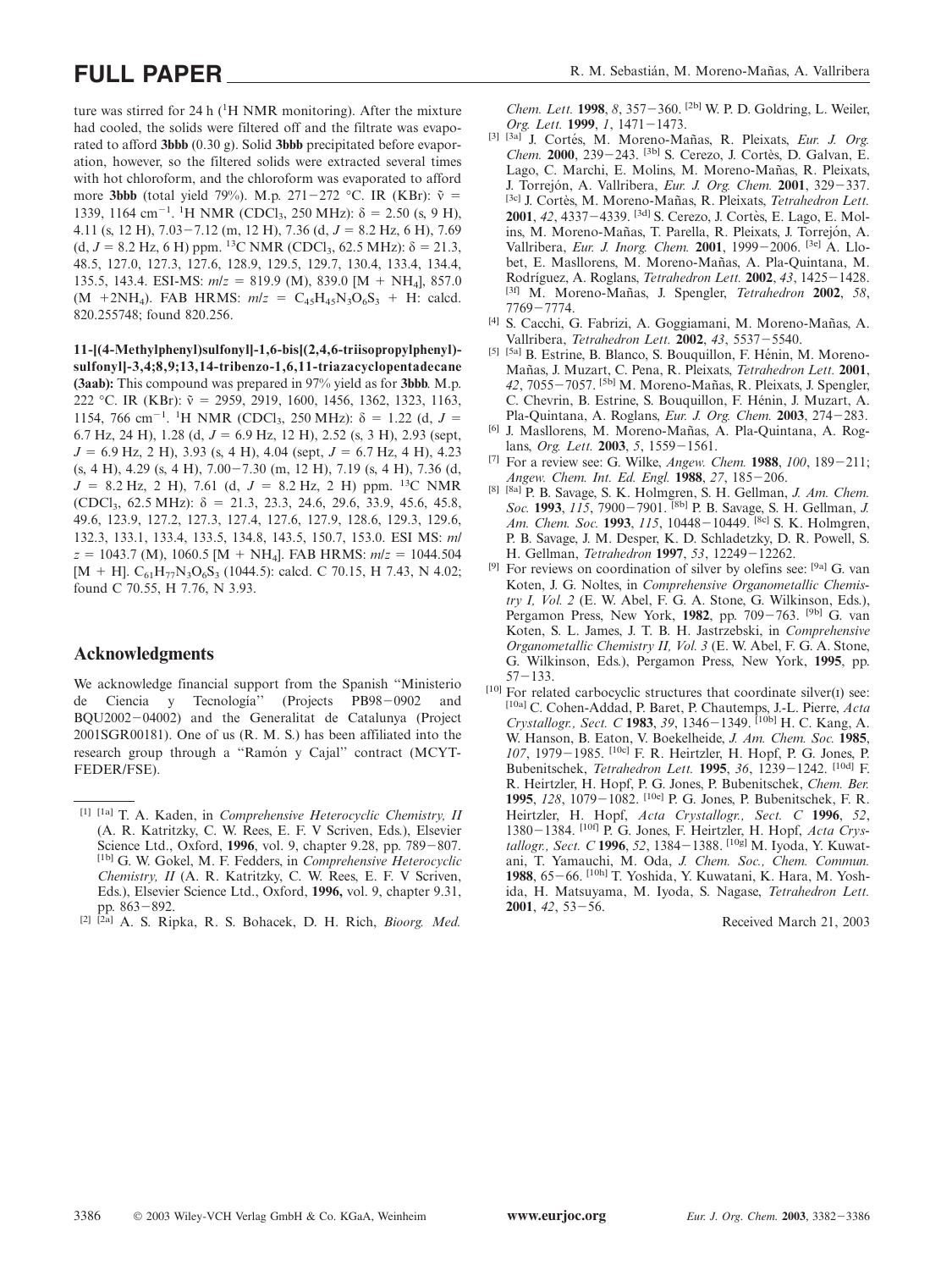ture was stirred for 24 h ($^{1}$H NMR monitoring). After the mixture had cooled, the solids were filtered off and the filtrate was evaporated to afford **3bbb** (0.30 g). Solid **3bbb** precipitated before evaporation, however, so the filtered solids were extracted several times with hot chloroform, and the chloroform was evaporated to afford more **3bbb** (total yield 79%). M.p. 271−272 °C. IR (KBr): $\tilde{\nu}$ = 1339, 1164 cm$^{-1}$. $^{1}$H NMR (CDCl$_3$, 250 MHz): δ = 2.50 (s, 9 H), 4.11 (s, 12 H), 7.03−7.12 (m, 12 H), 7.36 (d, *J* = 8.2 Hz, 6 H), 7.69 (d, *J* = 8.2 Hz, 6 H) ppm. $^{13}$C NMR (CDCl$_3$, 62.5 MHz): δ = 21.3, 48.5, 127.0, 127.3, 127.6, 128.9, 129.5, 129.7, 130.4, 133.4, 134.4, 135.5, 143.4. ESI-MS: *m*/*z* = 819.9 (M), 839.0 [M + NH$_4$], 857.0 (M +2NH$_4$). FAB HRMS: *m*/*z* = $C_{45}H_{45}N_3O_6S_3$ + H: calcd. 820.255748; found 820.256.

**11-[(4-Methylphenyl)sulfonyl]-1,6-bis[(2,4,6-triisopropylphenyl)-sulfonyl]-3,4;8,9;13,14-tribenzo-1,6,11-triazacyclopentadecane (3aab):** This compound was prepared in 97% yield as for **3bbb**. M.p. 222 °C. IR (KBr): $\tilde{\nu}$ = 2959, 2919, 1600, 1456, 1362, 1323, 1163, 1154, 766 cm$^{-1}$. $^{1}$H NMR (CDCl$_3$, 250 MHz): δ = 1.22 (d, *J* = 6.7 Hz, 24 H), 1.28 (d, *J* = 6.9 Hz, 12 H), 2.52 (s, 3 H), 2.93 (sept, *J* = 6.9 Hz, 2 H), 3.93 (s, 4 H), 4.04 (sept, *J* = 6.7 Hz, 4 H), 4.23 (s, 4 H), 4.29 (s, 4 H), 7.00−7.30 (m, 12 H), 7.19 (s, 4 H), 7.36 (d, *J* = 8.2 Hz, 2 H), 7.61 (d, *J* = 8.2 Hz, 2 H) ppm. $^{13}$C NMR (CDCl$_3$, 62.5 MHz): δ = 21.3, 23.3, 24.6, 29.6, 33.9, 45.6, 45.8, 49.6, 123.9, 127.2, 127.3, 127.4, 127.6, 127.9, 128.6, 129.3, 129.6, 132.3, 133.1, 133.4, 133.5, 134.8, 143.5, 150.7, 153.0. ESI MS: *m*/*z* = 1043.7 (M), 1060.5 [M + NH$_4$]. FAB HRMS: *m*/*z* = 1044.504 [M + H]. $C_{61}H_{77}N_3O_6S_3$ (1044.5): calcd. C 70.15, H 7.43, N 4.02; found C 70.55, H 7.76, N 3.93.

## Acknowledgments

We acknowledge financial support from the Spanish "Ministerio de Ciencia y Tecnología" (Projects PB98−0902 and BQU2002−04002) and the Generalitat de Catalunya (Project 2001SGR00181). One of us (R. M. S.) has been affiliated into the research group through a "Ramón y Cajal" contract (MCYT-FEDER/FSE).

---

[1] [1a] T. A. Kaden, in *Comprehensive Heterocyclic Chemistry, II* (A. R. Katritzky, C. W. Rees, E. F. V Scriven, Eds.), Elsevier Science Ltd., Oxford, **1996**, vol. 9, chapter 9.28, pp. 789−807. [1b] G. W. Gokel, M. F. Fedders, in *Comprehensive Heterocyclic Chemistry, II* (A. R. Katritzky, C. W. Rees, E. F. V Scriven, Eds.), Elsevier Science Ltd., Oxford, **1996,** vol. 9, chapter 9.31, pp. 863−892.

[2] [2a] A. S. Ripka, R. S. Bohacek, D. H. Rich, *Bioorg. Med. Chem. Lett.* **1998**, *8*, 357−360. [2b] W. P. D. Goldring, L. Weiler, *Org. Lett.* **1999**, *1*, 1471−1473.

[3] [3a] J. Cortés, M. Moreno-Mañas, R. Pleixats, *Eur. J. Org. Chem.* **2000**, 239−243. [3b] S. Cerezo, J. Cortès, D. Galvan, E. Lago, C. Marchi, E. Molins, M. Moreno-Mañas, R. Pleixats, J. Torrejón, A. Vallribera, *Eur. J. Org. Chem.* **2001**, 329−337. [3c] J. Cortès, M. Moreno-Mañas, R. Pleixats, *Tetrahedron Lett.* **2001**, *42*, 4337−4339. [3d] S. Cerezo, J. Cortès, E. Lago, E. Molins, M. Moreno-Mañas, T. Parella, R. Pleixats, J. Torrejón, A. Vallribera, *Eur. J. Inorg. Chem.* **2001**, 1999−2006. [3e] A. Llobet, E. Masllorens, M. Moreno-Mañas, A. Pla-Quintana, M. Rodríguez, A. Roglans, *Tetrahedron Lett.* **2002**, *43*, 1425−1428. [3f] M. Moreno-Mañas, J. Spengler, *Tetrahedron* **2002**, *58*, 7769−7774.

[4] S. Cacchi, G. Fabrizi, A. Goggiamani, M. Moreno-Mañas, A. Vallribera, *Tetrahedron Lett.* **2002**, *43*, 5537−5540.

[5] [5a] B. Estrine, B. Blanco, S. Bouquillon, F. Hénin, M. Moreno-Mañas, J. Muzart, C. Pena, R. Pleixats, *Tetrahedron Lett.* **2001**, *42*, 7055−7057. [5b] M. Moreno-Mañas, R. Pleixats, J. Spengler, C. Chevrin, B. Estrine, S. Bouquillon, F. Hénin, J. Muzart, A. Pla-Quintana, A. Roglans, *Eur. J. Org. Chem.* **2003**, 274−283.

[6] J. Masllorens, M. Moreno-Mañas, A. Pla-Quintana, A. Roglans, *Org. Lett.* **2003**, *5*, 1559−1561.

[7] For a review see: G. Wilke, *Angew. Chem.* **1988**, *100*, 189−211; *Angew. Chem. Int. Ed. Engl.* **1988**, *27*, 185−206.

[8] [8a] P. B. Savage, S. K. Holmgren, S. H. Gellman, *J. Am. Chem. Soc.* **1993**, *115*, 7900−7901. [8b] P. B. Savage, S. H. Gellman, *J. Am. Chem. Soc.* **1993**, *115*, 10448−10449. [8c] S. K. Holmgren, P. B. Savage, J. M. Desper, K. D. Schladetzky, D. R. Powell, S. H. Gellman, *Tetrahedron* **1997**, *53*, 12249−12262.

[9] For reviews on coordination of silver by olefins see: [9a] G. van Koten, J. G. Noltes, in *Comprehensive Organometallic Chemistry I, Vol. 2* (E. W. Abel, F. G. A. Stone, G. Wilkinson, Eds.), Pergamon Press, New York, **1982**, pp. 709−763. [9b] G. van Koten, S. L. James, J. T. B. H. Jastrzebski, in *Comprehensive Organometallic Chemistry II, Vol. 3* (E. W. Abel, F. G. A. Stone, G. Wilkinson, Eds.), Pergamon Press, New York, **1995**, pp. 57−133.

[10] For related carbocyclic structures that coordinate silver(I) see: [10a] C. Cohen-Addad, P. Baret, P. Chautemps, J.-L. Pierre, *Acta Crystallogr., Sect. C* **1983**, *39*, 1346−1349. [10b] H. C. Kang, A. W. Hanson, B. Eaton, V. Boekelheide, *J. Am. Chem. Soc.* **1985**, *107*, 1979−1985. [10c] F. R. Heirtzler, H. Hopf, P. G. Jones, P. Bubenitschek, *Tetrahedron Lett.* **1995**, *36*, 1239−1242. [10d] F. R. Heirtzler, H. Hopf, P. G. Jones, P. Bubenitschek, *Chem. Ber.* **1995**, *128*, 1079−1082. [10e] P. G. Jones, P. Bubenitschek, F. R. Heirtzler, H. Hopf, *Acta Crystallogr., Sect. C* **1996**, *52*, 1380−1384. [10f] P. G. Jones, F. Heirtzler, H. Hopf, *Acta Crystallogr., Sect. C* **1996**, *52*, 1384−1388. [10g] M. Iyoda, Y. Kuwatani, T. Yamauchi, M. Oda, *J. Chem. Soc., Chem. Commun.* **1988**, 65−66. [10h] T. Yoshida, Y. Kuwatani, K. Hara, M. Yoshida, H. Matsuyama, M. Iyoda, S. Nagase, *Tetrahedron Lett.* **2001**, *42*, 53−56.

Received March 21, 2003